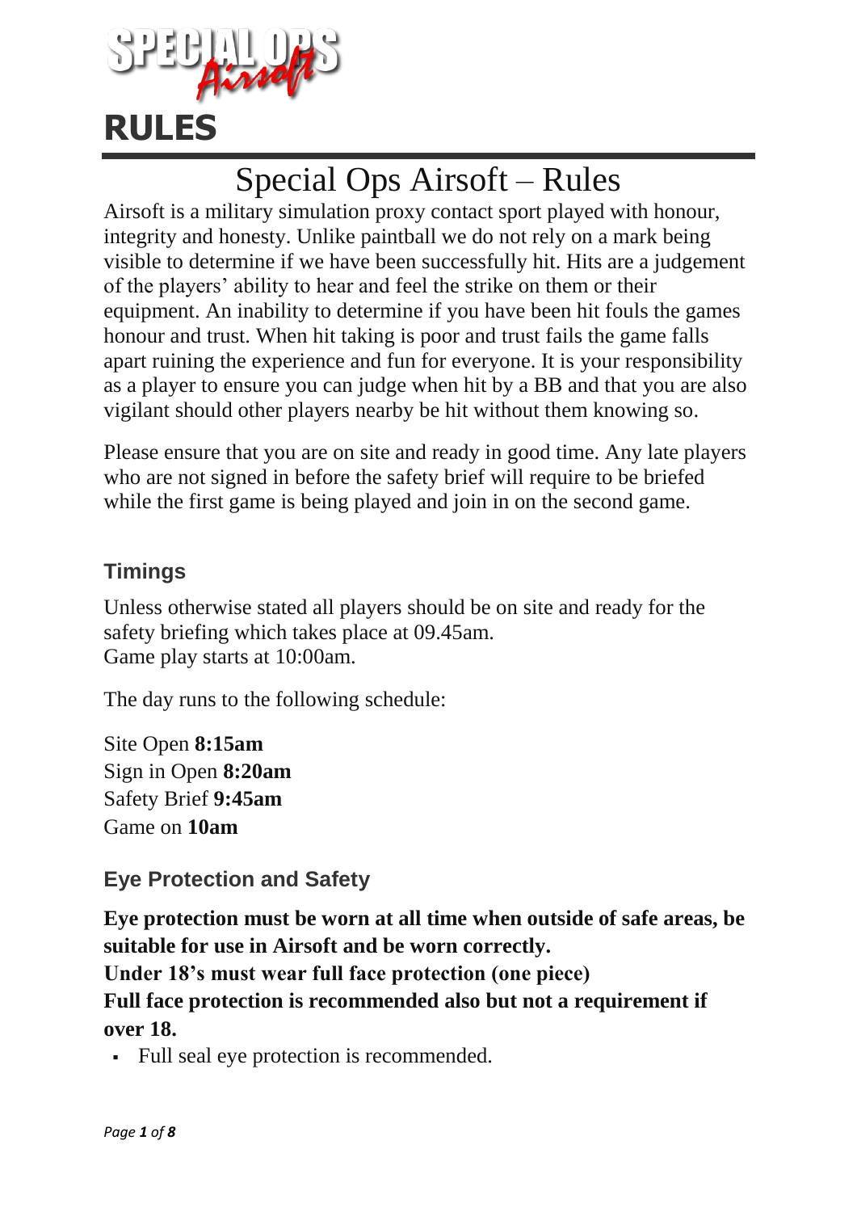SPECIAL OPS Airsoft

# RULES

## Special Ops Airsoft – Rules

Airsoft is a military simulation proxy contact sport played with honour, integrity and honesty. Unlike paintball we do not rely on a mark being visible to determine if we have been successfully hit. Hits are a judgement of the players' ability to hear and feel the strike on them or their equipment. An inability to determine if you have been hit fouls the games honour and trust. When hit taking is poor and trust fails the game falls apart ruining the experience and fun for everyone. It is your responsibility as a player to ensure you can judge when hit by a BB and that you are also vigilant should other players nearby be hit without them knowing so.

Please ensure that you are on site and ready in good time. Any late players who are not signed in before the safety brief will require to be briefed while the first game is being played and join in on the second game.

### Timings

Unless otherwise stated all players should be on site and ready for the safety briefing which takes place at 09.45am.
Game play starts at 10:00am.

The day runs to the following schedule:

Site Open **8:15am**
Sign in Open **8:20am**
Safety Brief **9:45am**
Game on **10am**

### Eye Protection and Safety

**Eye protection must be worn at all time when outside of safe areas, be suitable for use in Airsoft and be worn correctly.**
**Under 18's must wear full face protection (one piece)**
**Full face protection is recommended also but not a requirement if over 18.**

- Full seal eye protection is recommended.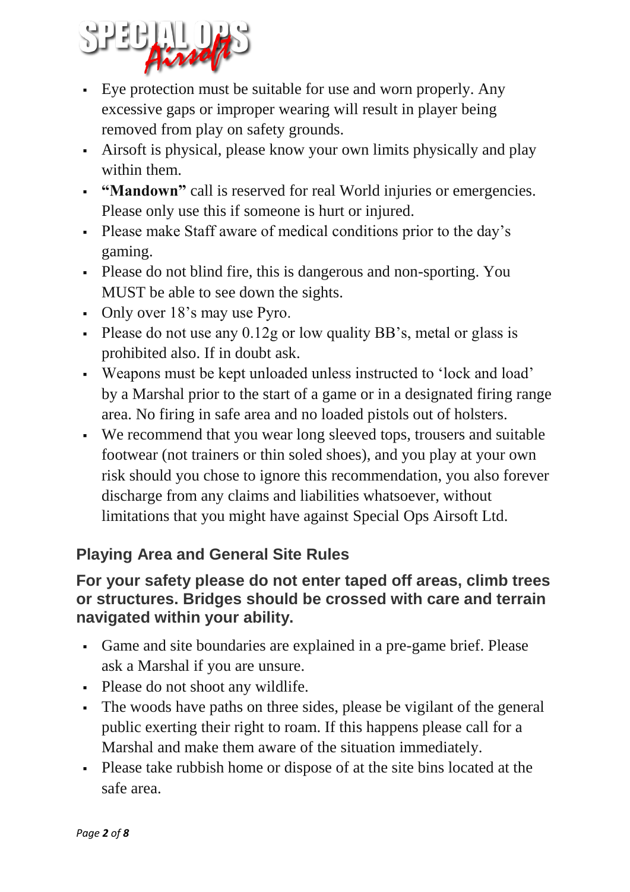- Eye protection must be suitable for use and worn properly. Any excessive gaps or improper wearing will result in player being removed from play on safety grounds.
- Airsoft is physical, please know your own limits physically and play within them.
- **"Mandown"** call is reserved for real World injuries or emergencies. Please only use this if someone is hurt or injured.
- Please make Staff aware of medical conditions prior to the day's gaming.
- Please do not blind fire, this is dangerous and non-sporting. You MUST be able to see down the sights.
- Only over 18's may use Pyro.
- Please do not use any 0.12g or low quality BB's, metal or glass is prohibited also. If in doubt ask.
- Weapons must be kept unloaded unless instructed to 'lock and load' by a Marshal prior to the start of a game or in a designated firing range area. No firing in safe area and no loaded pistols out of holsters.
- We recommend that you wear long sleeved tops, trousers and suitable footwear (not trainers or thin soled shoes), and you play at your own risk should you chose to ignore this recommendation, you also forever discharge from any claims and liabilities whatsoever, without limitations that you might have against Special Ops Airsoft Ltd.

## Playing Area and General Site Rules

### For your safety please do not enter taped off areas, climb trees or structures. Bridges should be crossed with care and terrain navigated within your ability.

- Game and site boundaries are explained in a pre-game brief. Please ask a Marshal if you are unsure.
- Please do not shoot any wildlife.
- The woods have paths on three sides, please be vigilant of the general public exerting their right to roam. If this happens please call for a Marshal and make them aware of the situation immediately.
- Please take rubbish home or dispose of at the site bins located at the safe area.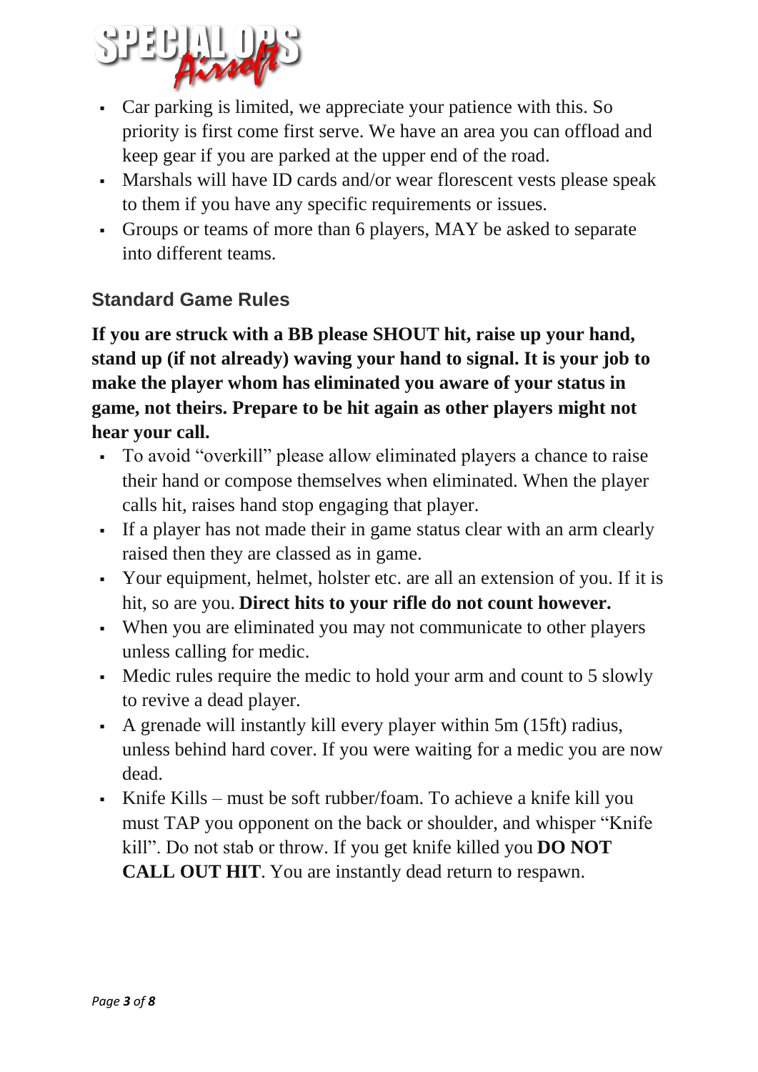- Car parking is limited, we appreciate your patience with this. So priority is first come first serve. We have an area you can offload and keep gear if you are parked at the upper end of the road.
- Marshals will have ID cards and/or wear florescent vests please speak to them if you have any specific requirements or issues.
- Groups or teams of more than 6 players, MAY be asked to separate into different teams.

## Standard Game Rules

**If you are struck with a BB please SHOUT hit, raise up your hand, stand up (if not already) waving your hand to signal. It is your job to make the player whom has eliminated you aware of your status in game, not theirs. Prepare to be hit again as other players might not hear your call.**

- To avoid "overkill" please allow eliminated players a chance to raise their hand or compose themselves when eliminated. When the player calls hit, raises hand stop engaging that player.
- If a player has not made their in game status clear with an arm clearly raised then they are classed as in game.
- Your equipment, helmet, holster etc. are all an extension of you. If it is hit, so are you. **Direct hits to your rifle do not count however.**
- When you are eliminated you may not communicate to other players unless calling for medic.
- Medic rules require the medic to hold your arm and count to 5 slowly to revive a dead player.
- A grenade will instantly kill every player within 5m (15ft) radius, unless behind hard cover. If you were waiting for a medic you are now dead.
- Knife Kills – must be soft rubber/foam. To achieve a knife kill you must TAP you opponent on the back or shoulder, and whisper "Knife kill". Do not stab or throw. If you get knife killed you **DO NOT CALL OUT HIT**. You are instantly dead return to respawn.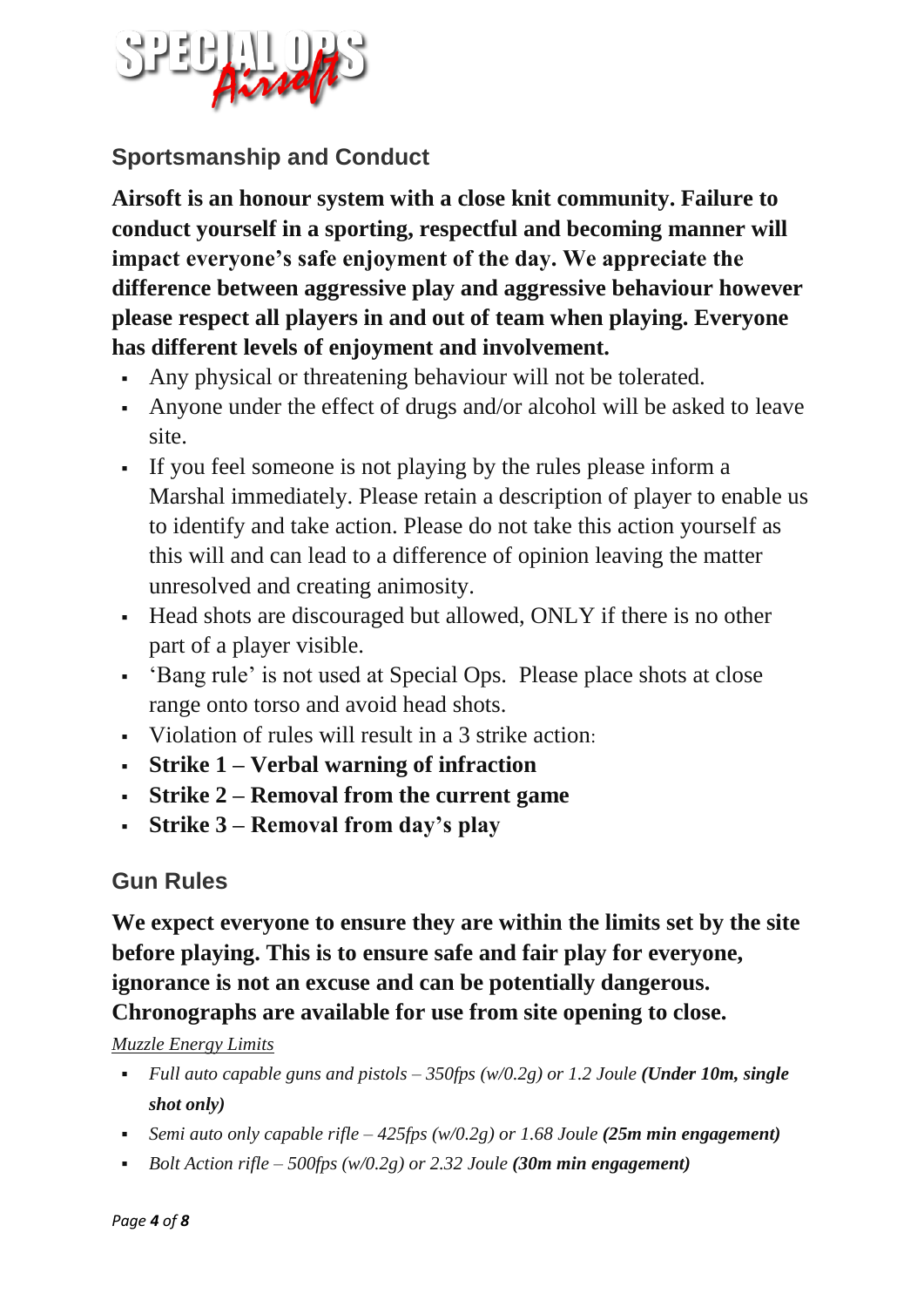## Sportsmanship and Conduct

**Airsoft is an honour system with a close knit community. Failure to conduct yourself in a sporting, respectful and becoming manner will impact everyone's safe enjoyment of the day. We appreciate the difference between aggressive play and aggressive behaviour however please respect all players in and out of team when playing. Everyone has different levels of enjoyment and involvement.**

- Any physical or threatening behaviour will not be tolerated.
- Anyone under the effect of drugs and/or alcohol will be asked to leave site.
- If you feel someone is not playing by the rules please inform a Marshal immediately. Please retain a description of player to enable us to identify and take action. Please do not take this action yourself as this will and can lead to a difference of opinion leaving the matter unresolved and creating animosity.
- Head shots are discouraged but allowed, ONLY if there is no other part of a player visible.
- 'Bang rule' is not used at Special Ops. Please place shots at close range onto torso and avoid head shots.
- Violation of rules will result in a 3 strike action:
- **Strike 1 – Verbal warning of infraction**
- **Strike 2 – Removal from the current game**
- **Strike 3 – Removal from day's play**

## Gun Rules

**We expect everyone to ensure they are within the limits set by the site before playing. This is to ensure safe and fair play for everyone, ignorance is not an excuse and can be potentially dangerous. Chronographs are available for use from site opening to close.**

*Muzzle Energy Limits*

- *Full auto capable guns and pistols – 350fps (w/0.2g) or 1.2 Joule* ***(Under 10m, single shot only)***
- *Semi auto only capable rifle – 425fps (w/0.2g) or 1.68 Joule* ***(25m min engagement)***
- *Bolt Action rifle – 500fps (w/0.2g) or 2.32 Joule* ***(30m min engagement)***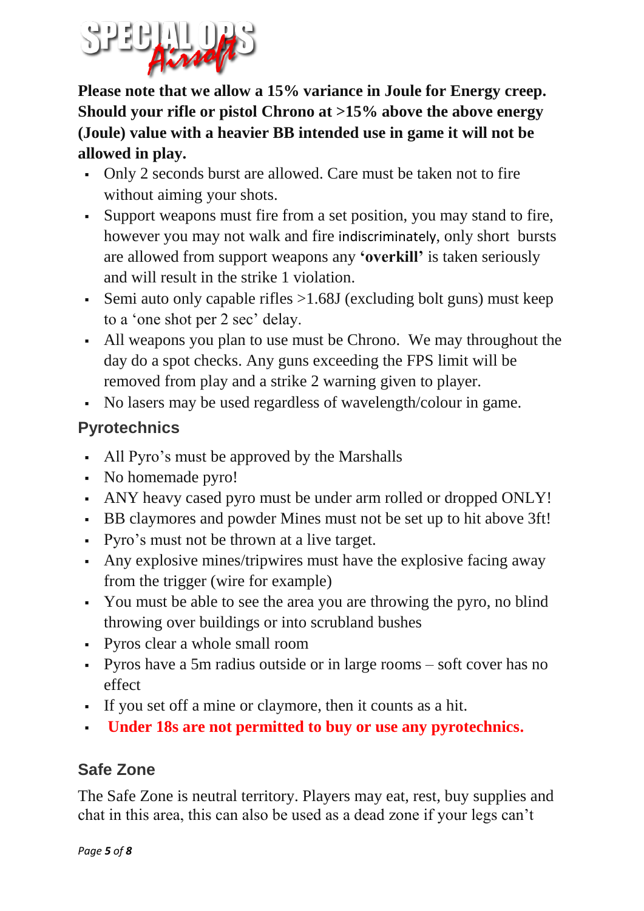**Please note that we allow a 15% variance in Joule for Energy creep. Should your rifle or pistol Chrono at >15% above the above energy (Joule) value with a heavier BB intended use in game it will not be allowed in play.**

- Only 2 seconds burst are allowed. Care must be taken not to fire without aiming your shots.
- Support weapons must fire from a set position, you may stand to fire, however you may not walk and fire indiscriminately, only short bursts are allowed from support weapons any **'overkill'** is taken seriously and will result in the strike 1 violation.
- Semi auto only capable rifles >1.68J (excluding bolt guns) must keep to a 'one shot per 2 sec' delay.
- All weapons you plan to use must be Chrono. We may throughout the day do a spot checks. Any guns exceeding the FPS limit will be removed from play and a strike 2 warning given to player.
- No lasers may be used regardless of wavelength/colour in game.

## Pyrotechnics

- All Pyro's must be approved by the Marshalls
- No homemade pyro!
- ANY heavy cased pyro must be under arm rolled or dropped ONLY!
- BB claymores and powder Mines must not be set up to hit above 3ft!
- Pyro's must not be thrown at a live target.
- Any explosive mines/tripwires must have the explosive facing away from the trigger (wire for example)
- You must be able to see the area you are throwing the pyro, no blind throwing over buildings or into scrubland bushes
- Pyros clear a whole small room
- Pyros have a 5m radius outside or in large rooms – soft cover has no effect
- If you set off a mine or claymore, then it counts as a hit.
- **Under 18s are not permitted to buy or use any pyrotechnics.**

## Safe Zone

The Safe Zone is neutral territory. Players may eat, rest, buy supplies and chat in this area, this can also be used as a dead zone if your legs can't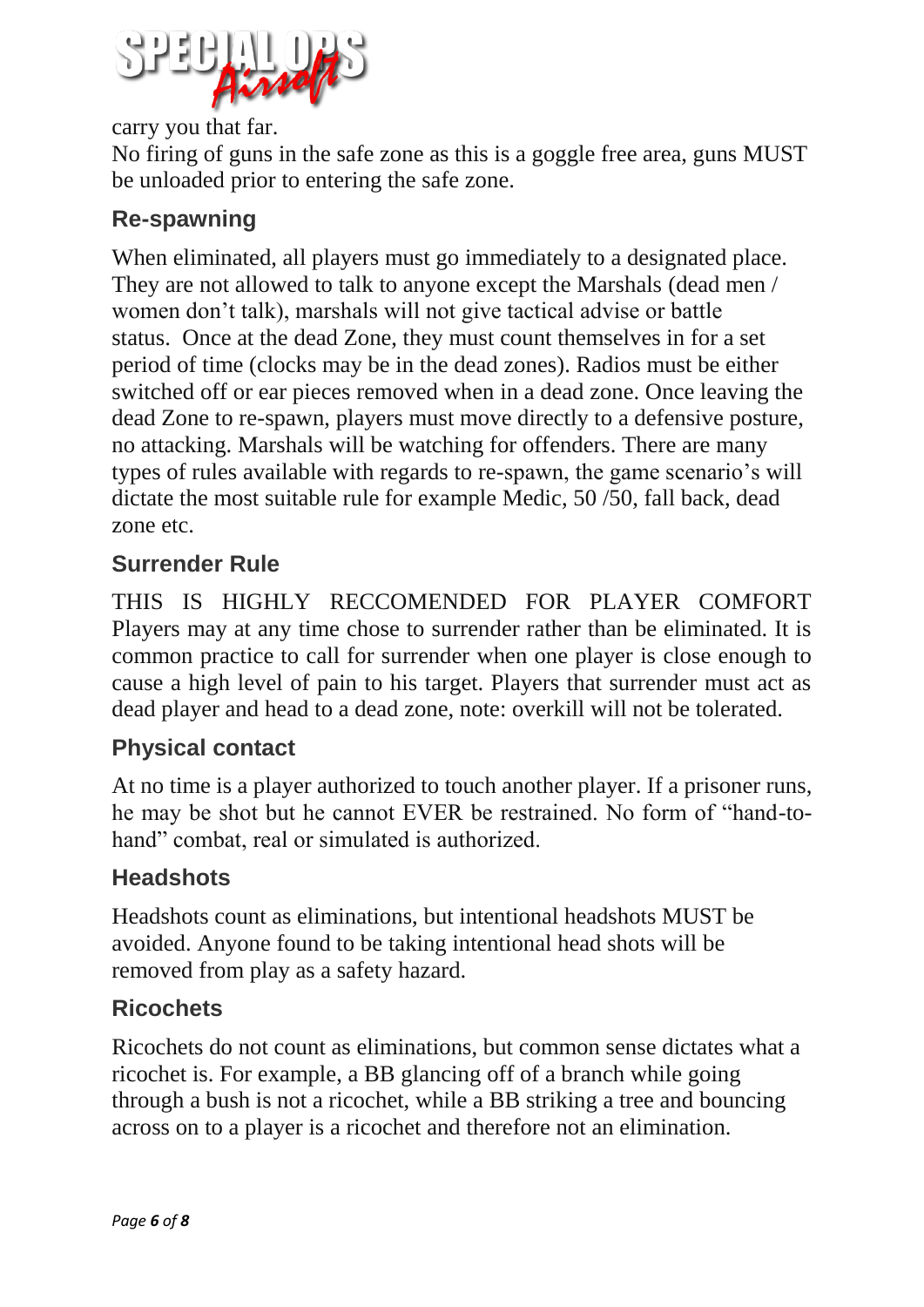carry you that far.

No firing of guns in the safe zone as this is a goggle free area, guns MUST be unloaded prior to entering the safe zone.

## Re-spawning

When eliminated, all players must go immediately to a designated place. They are not allowed to talk to anyone except the Marshals (dead men / women don't talk), marshals will not give tactical advise or battle status. Once at the dead Zone, they must count themselves in for a set period of time (clocks may be in the dead zones). Radios must be either switched off or ear pieces removed when in a dead zone. Once leaving the dead Zone to re-spawn, players must move directly to a defensive posture, no attacking. Marshals will be watching for offenders. There are many types of rules available with regards to re-spawn, the game scenario's will dictate the most suitable rule for example Medic, 50 /50, fall back, dead zone etc.

## Surrender Rule

THIS IS HIGHLY RECCOMENDED FOR PLAYER COMFORT Players may at any time chose to surrender rather than be eliminated. It is common practice to call for surrender when one player is close enough to cause a high level of pain to his target. Players that surrender must act as dead player and head to a dead zone, note: overkill will not be tolerated.

## Physical contact

At no time is a player authorized to touch another player. If a prisoner runs, he may be shot but he cannot EVER be restrained. No form of "hand-to-hand" combat, real or simulated is authorized.

## Headshots

Headshots count as eliminations, but intentional headshots MUST be avoided. Anyone found to be taking intentional head shots will be removed from play as a safety hazard.

## Ricochets

Ricochets do not count as eliminations, but common sense dictates what a ricochet is. For example, a BB glancing off of a branch while going through a bush is not a ricochet, while a BB striking a tree and bouncing across on to a player is a ricochet and therefore not an elimination.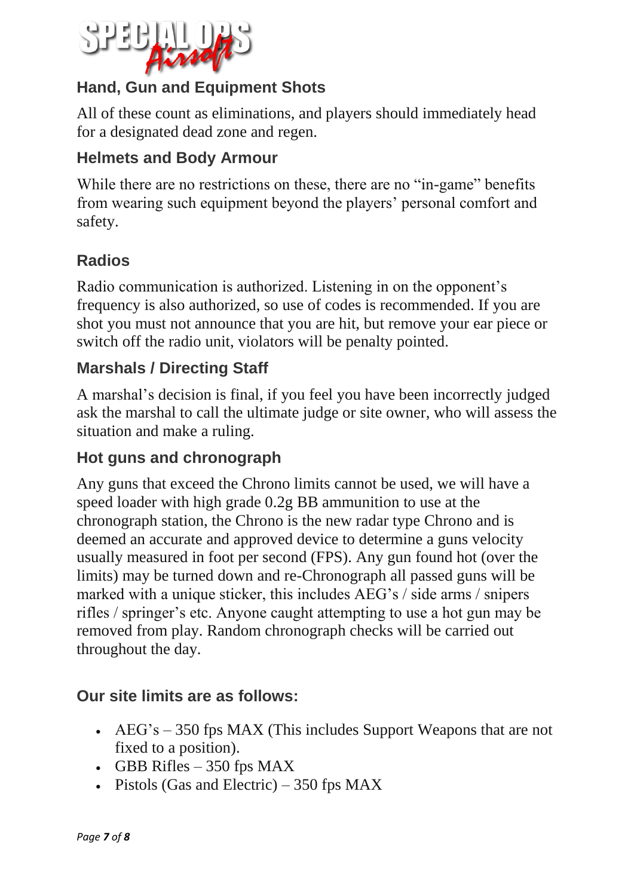## Hand, Gun and Equipment Shots

All of these count as eliminations, and players should immediately head for a designated dead zone and regen.

## Helmets and Body Armour

While there are no restrictions on these, there are no "in-game" benefits from wearing such equipment beyond the players' personal comfort and safety.

## Radios

Radio communication is authorized. Listening in on the opponent's frequency is also authorized, so use of codes is recommended. If you are shot you must not announce that you are hit, but remove your ear piece or switch off the radio unit, violators will be penalty pointed.

## Marshals / Directing Staff

A marshal's decision is final, if you feel you have been incorrectly judged ask the marshal to call the ultimate judge or site owner, who will assess the situation and make a ruling.

## Hot guns and chronograph

Any guns that exceed the Chrono limits cannot be used, we will have a speed loader with high grade 0.2g BB ammunition to use at the chronograph station, the Chrono is the new radar type Chrono and is deemed an accurate and approved device to determine a guns velocity usually measured in foot per second (FPS). Any gun found hot (over the limits) may be turned down and re-Chronograph all passed guns will be marked with a unique sticker, this includes AEG's / side arms / snipers rifles / springer's etc. Anyone caught attempting to use a hot gun may be removed from play. Random chronograph checks will be carried out throughout the day.

## Our site limits are as follows:

- AEG's – 350 fps MAX (This includes Support Weapons that are not fixed to a position).
- GBB Rifles – 350 fps MAX
- Pistols (Gas and Electric) – 350 fps MAX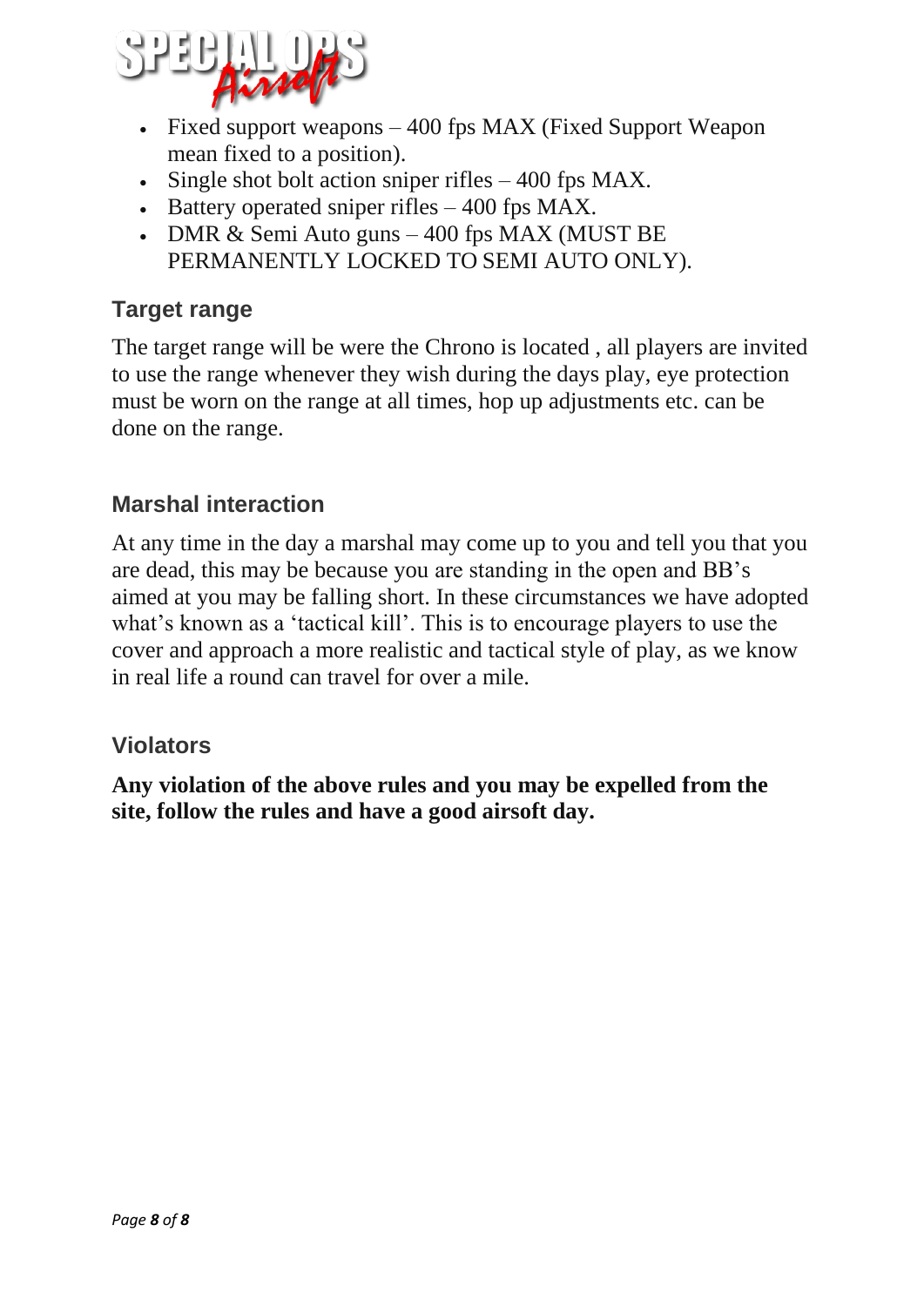- Fixed support weapons – 400 fps MAX (Fixed Support Weapon mean fixed to a position).
- Single shot bolt action sniper rifles – 400 fps MAX.
- Battery operated sniper rifles – 400 fps MAX.
- DMR & Semi Auto guns – 400 fps MAX (MUST BE PERMANENTLY LOCKED TO SEMI AUTO ONLY).

### Target range

The target range will be were the Chrono is located , all players are invited to use the range whenever they wish during the days play, eye protection must be worn on the range at all times, hop up adjustments etc. can be done on the range.

### Marshal interaction

At any time in the day a marshal may come up to you and tell you that you are dead, this may be because you are standing in the open and BB's aimed at you may be falling short. In these circumstances we have adopted what's known as a 'tactical kill'. This is to encourage players to use the cover and approach a more realistic and tactical style of play, as we know in real life a round can travel for over a mile.

### Violators

**Any violation of the above rules and you may be expelled from the site, follow the rules and have a good airsoft day.**